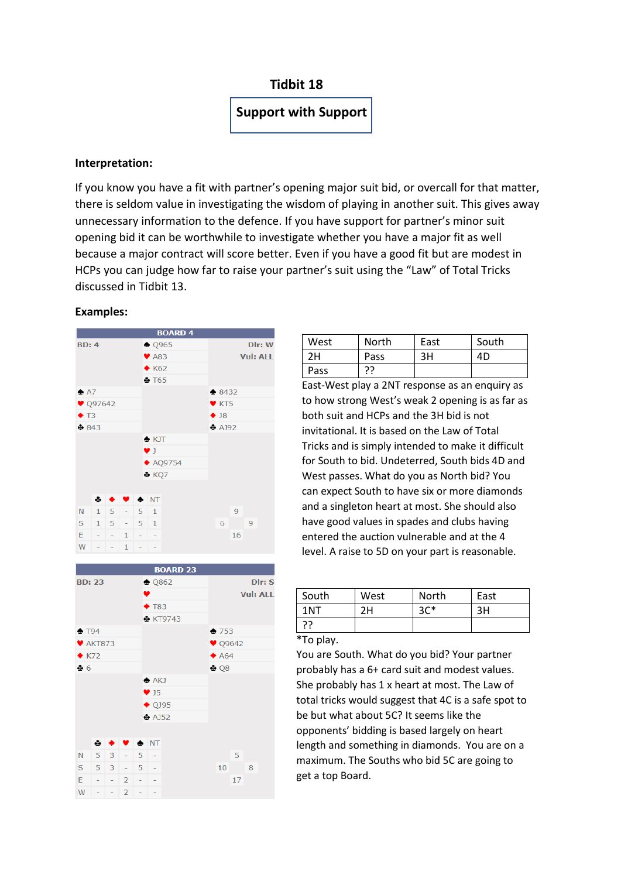# Tidbit 18

## Support with Support

**Interpretation:**

If you know you have a fit with partner's opening major suit bid, or overcall for that matter, there is seldom value in investigating the wisdom of playing in another suit. This gives away unnecessary information to the defence. If you have support for partner's minor suit opening bid it can be worthwhile to investigate whether you have a major fit as well because a major contract will score better. Even if you have a good fit but are modest in HCPs you can judge how far to raise your partner's suit using the "Law" of Total Tricks discussed in Tidbit 13.

**Examples:**

**BOARD 4**

BD: 4 — Dlr: W — Vul: ALL

| | North | |
|---|---|---|
| | ♠ Q965 | |
| | ♥ A83 | |
| | ♦ K62 | |
| | ♣ T65 | |
| **West** | | **East** |
| ♠ A7 | | ♠ 8432 |
| ♥ Q97642 | | ♥ KT5 |
| ♦ T3 | | ♦ J8 |
| ♣ 843 | | ♣ AJ92 |
| | **South** | |
| | ♠ KJT | |
| | ♥ J | |
| | ♦ AQ9754 | |
| | ♣ KQ7 | |

| | ♣ | ♦ | ♥ | ♠ | NT |
|---|---|---|---|---|---|
| N | 1 | 5 | - | 5 | 1 |
| S | 1 | 5 | - | 5 | 1 |
| E | - | - | 1 | - | - |
| W | - | - | 1 | - | - |

HCP: N 9, W 6, E 9, S 16

| West | North | East | South |
|---|---|---|---|
| 2H | Pass | 3H | 4D |
| Pass | ?? | | |

East-West play a 2NT response as an enquiry as to how strong West's weak 2 opening is as far as both suit and HCPs and the 3H bid is not invitational. It is based on the Law of Total Tricks and is simply intended to make it difficult for South to bid. Undeterred, South bids 4D and West passes. What do you as North bid? You can expect South to have six or more diamonds and a singleton heart at most. She should also have good values in spades and clubs having entered the auction vulnerable and at the 4 level. A raise to 5D on your part is reasonable.

**BOARD 23**

BD: 23 — Dlr: S — Vul: ALL

| | North | |
|---|---|---|
| | ♠ Q862 | |
| | ♥ | |
| | ♦ T83 | |
| | ♣ KT9743 | |
| **West** | | **East** |
| ♠ T94 | | ♠ 753 |
| ♥ AKT873 | | ♥ Q9642 |
| ♦ K72 | | ♦ A64 |
| ♣ 6 | | ♣ Q8 |
| | **South** | |
| | ♠ AKJ | |
| | ♥ J5 | |
| | ♦ QJ95 | |
| | ♣ AJ52 | |

| | ♣ | ♦ | ♥ | ♠ | NT |
|---|---|---|---|---|---|
| N | 5 | 3 | - | 5 | - |
| S | 5 | 3 | - | 5 | - |
| E | - | - | 2 | - | - |
| W | - | - | 2 | - | - |

HCP: N 5, W 10, E 8, S 17

| South | West | North | East |
|---|---|---|---|
| 1NT | 2H | 3C* | 3H |
| ?? | | | |

*To play.

You are South. What do you bid? Your partner probably has a 6+ card suit and modest values. She probably has 1 x heart at most. The Law of total tricks would suggest that 4C is a safe spot to be but what about 5C? It seems like the opponents' bidding is based largely on heart length and something in diamonds. You are on a maximum. The Souths who bid 5C are going to get a top Board.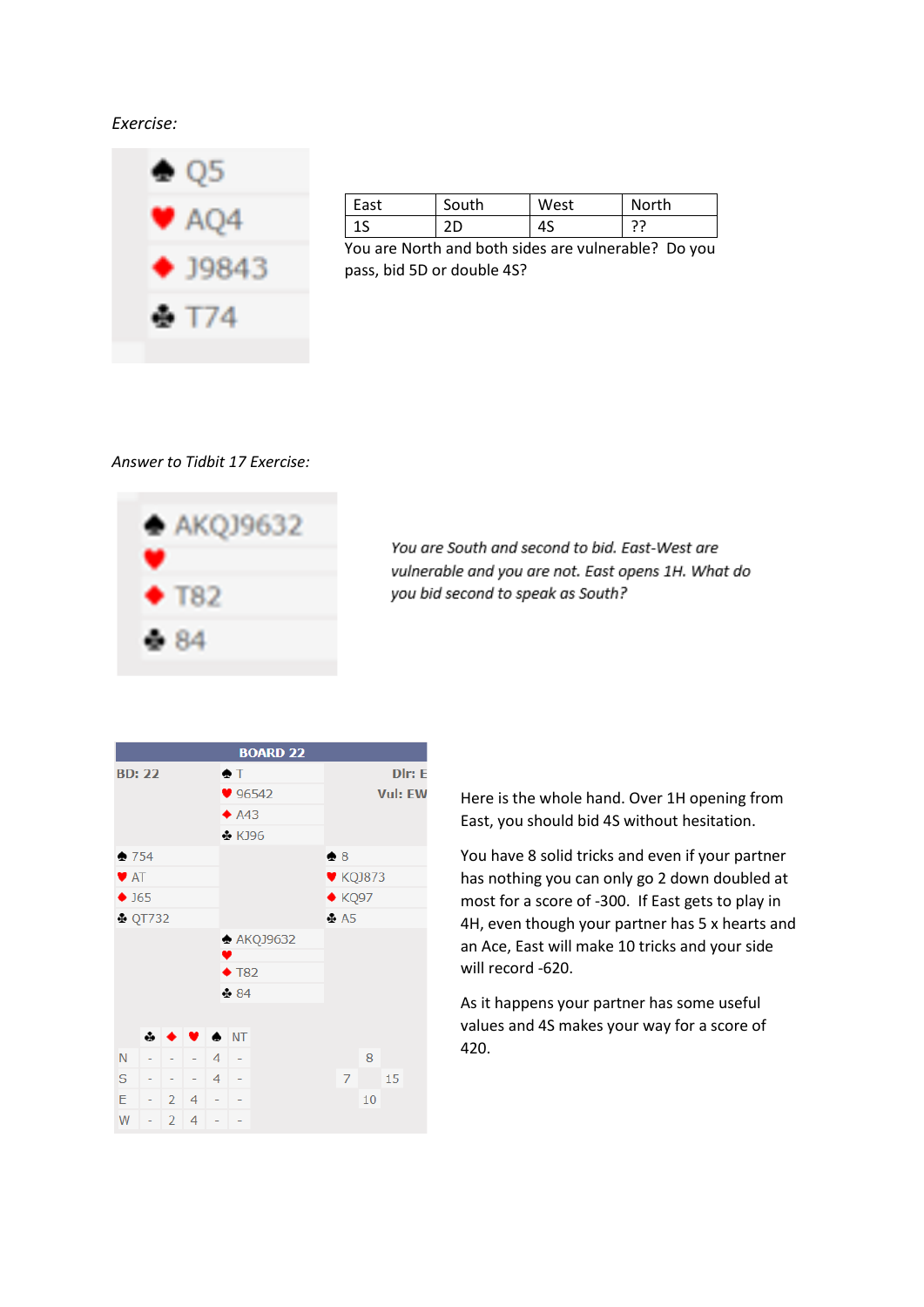*Exercise:*

♠ Q5
♥ AQ4
♦ J9843
♣ T74

| East | South | West | North |
|---|---|---|---|
| 1S | 2D | 4S | ?? |

You are North and both sides are vulnerable? Do you pass, bid 5D or double 4S?

*Answer to Tidbit 17 Exercise:*

♠ AKQJ9632
♥
♦ T82
♣ 84

*You are South and second to bid. East-West are vulnerable and you are not. East opens 1H. What do you bid second to speak as South?*

**BOARD 22**

BD: 22 Dlr: E Vul: EW

North:
♠ T
♥ 96542
♦ A43
♣ KJ96

West:
♠ 754
♥ AT
♦ J65
♣ QT732

East:
♠ 8
♥ KQJ873
♦ KQ97
♣ A5

South:
♠ AKQJ9632
♥
♦ T82
♣ 84

| | ♣ | ♦ | ♥ | ♠ | NT |
|---|---|---|---|---|---|
| N | - | - | - | 4 | - |
| S | - | - | - | 4 | - |
| E | - | 2 | 4 | - | - |
| W | - | 2 | 4 | - | - |

8
7 15
10

Here is the whole hand. Over 1H opening from East, you should bid 4S without hesitation.

You have 8 solid tricks and even if your partner has nothing you can only go 2 down doubled at most for a score of -300. If East gets to play in 4H, even though your partner has 5 x hearts and an Ace, East will make 10 tricks and your side will record -620.

As it happens your partner has some useful values and 4S makes your way for a score of 420.